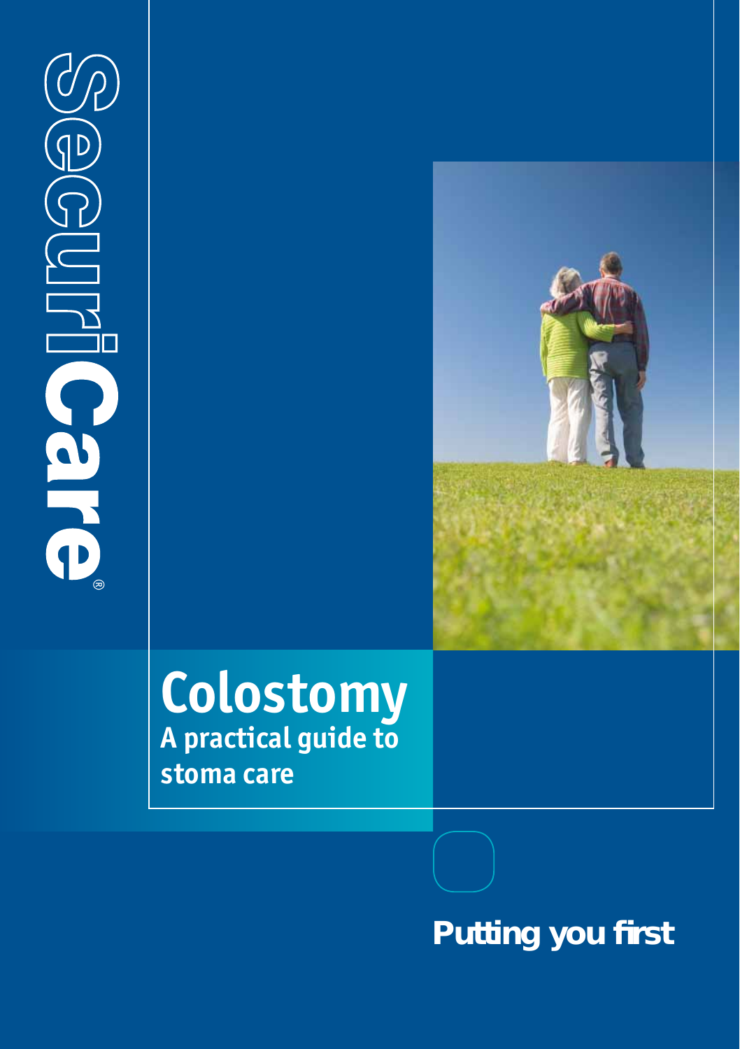SecuriCare®

# Colostomy

## A practical guide to stoma care

**Putting you first**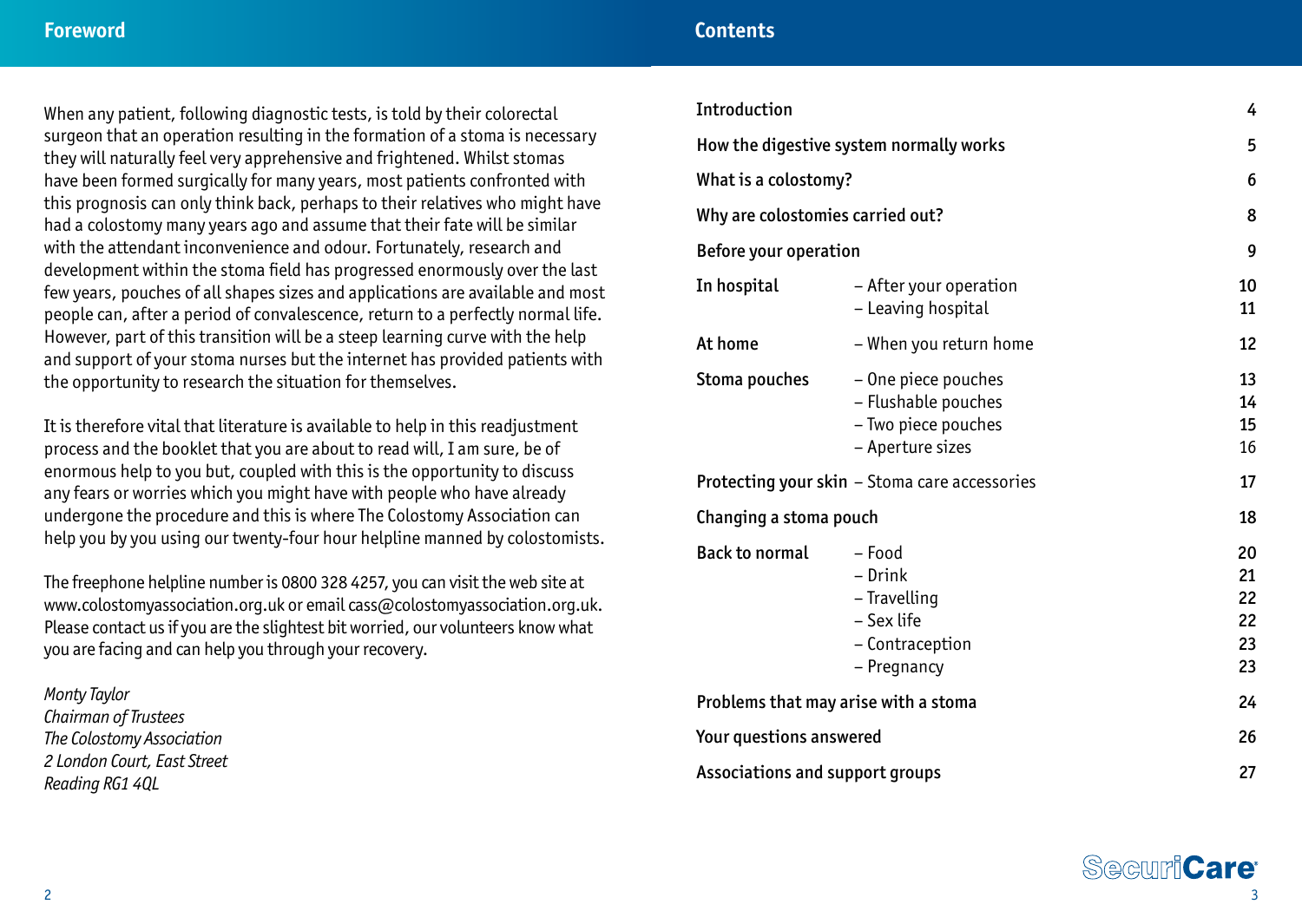## Foreword

When any patient, following diagnostic tests, is told by their colorectal surgeon that an operation resulting in the formation of a stoma is necessary they will naturally feel very apprehensive and frightened. Whilst stomas have been formed surgically for many years, most patients confronted with this prognosis can only think back, perhaps to their relatives who might have had a colostomy many years ago and assume that their fate will be similar with the attendant inconvenience and odour. Fortunately, research and development within the stoma field has progressed enormously over the last few years, pouches of all shapes sizes and applications are available and most people can, after a period of convalescence, return to a perfectly normal life. However, part of this transition will be a steep learning curve with the help and support of your stoma nurses but the internet has provided patients with the opportunity to research the situation for themselves.

It is therefore vital that literature is available to help in this readjustment process and the booklet that you are about to read will, I am sure, be of enormous help to you but, coupled with this is the opportunity to discuss any fears or worries which you might have with people who have already undergone the procedure and this is where The Colostomy Association can help you by you using our twenty-four hour helpline manned by colostomists.

The freephone helpline number is 0800 328 4257, you can visit the web site at www.colostomyassociation.org.uk or email cass@colostomyassociation.org.uk. Please contact us if you are the slightest bit worried, our volunteers know what you are facing and can help you through your recovery.

*Monty Taylor*
*Chairman of Trustees*
*The Colostomy Association*
*2 London Court, East Street*
*Reading RG1 4QL*

## Contents

| | | |
|---|---|---|
| Introduction | | 4 |
| How the digestive system normally works | | 5 |
| What is a colostomy? | | 6 |
| Why are colostomies carried out? | | 8 |
| Before your operation | | 9 |
| In hospital | – After your operation | 10 |
| | – Leaving hospital | 11 |
| At home | – When you return home | 12 |
| Stoma pouches | – One piece pouches | 13 |
| | – Flushable pouches | 14 |
| | – Two piece pouches | 15 |
| | – Aperture sizes | 16 |
| Protecting your skin | – Stoma care accessories | 17 |
| Changing a stoma pouch | | 18 |
| Back to normal | – Food | 20 |
| | – Drink | 21 |
| | – Travelling | 22 |
| | – Sex life | 22 |
| | – Contraception | 23 |
| | – Pregnancy | 23 |
| Problems that may arise with a stoma | | 24 |
| Your questions answered | | 26 |
| Associations and support groups | | 27 |

SecuriCare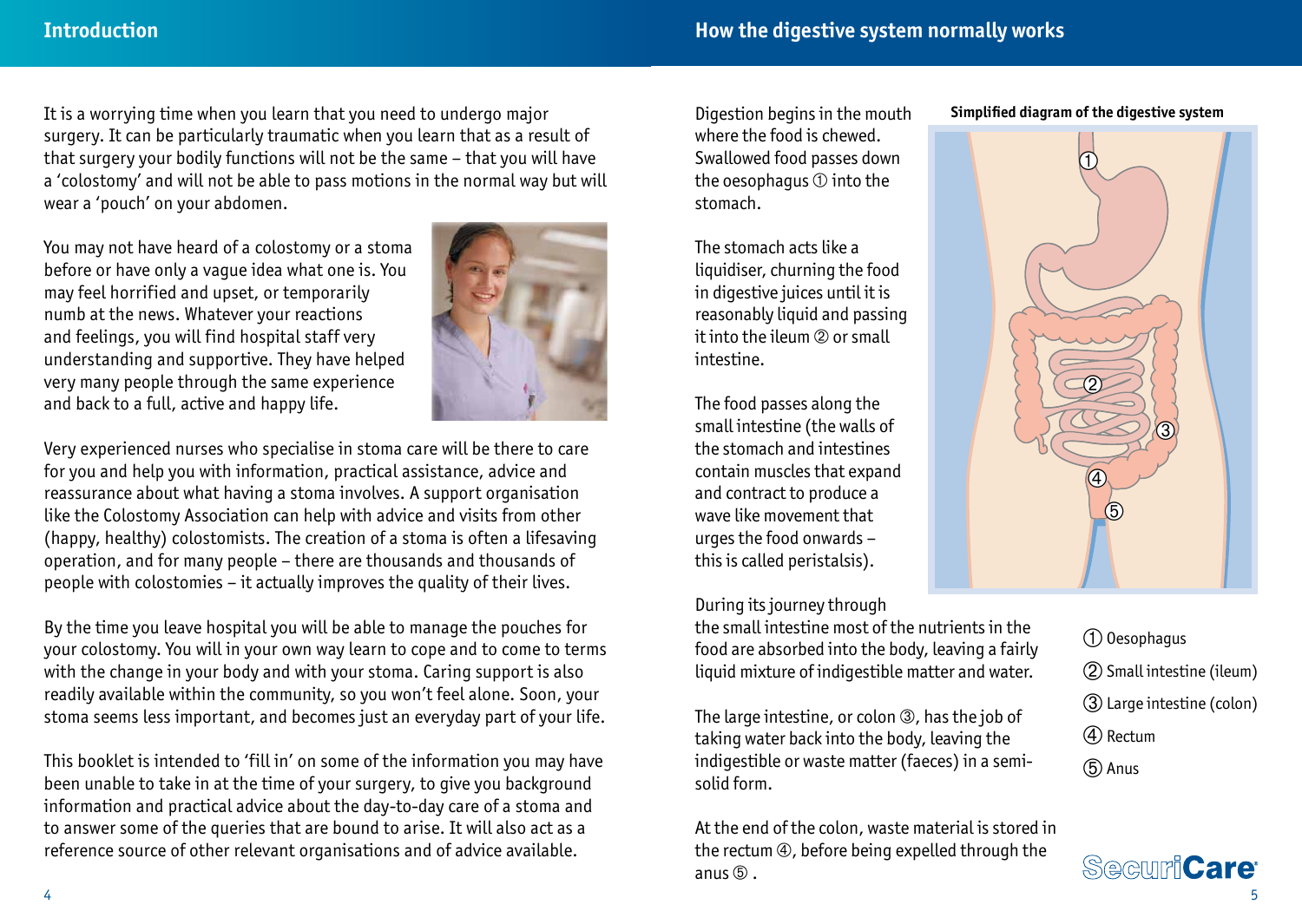## Introduction

It is a worrying time when you learn that you need to undergo major surgery. It can be particularly traumatic when you learn that as a result of that surgery your bodily functions will not be the same – that you will have a 'colostomy' and will not be able to pass motions in the normal way but will wear a 'pouch' on your abdomen.

You may not have heard of a colostomy or a stoma before or have only a vague idea what one is. You may feel horrified and upset, or temporarily numb at the news. Whatever your reactions and feelings, you will find hospital staff very understanding and supportive. They have helped very many people through the same experience and back to a full, active and happy life.

Very experienced nurses who specialise in stoma care will be there to care for you and help you with information, practical assistance, advice and reassurance about what having a stoma involves. A support organisation like the Colostomy Association can help with advice and visits from other (happy, healthy) colostomists. The creation of a stoma is often a lifesaving operation, and for many people – there are thousands and thousands of people with colostomies – it actually improves the quality of their lives.

By the time you leave hospital you will be able to manage the pouches for your colostomy. You will in your own way learn to cope and to come to terms with the change in your body and with your stoma. Caring support is also readily available within the community, so you won't feel alone. Soon, your stoma seems less important, and becomes just an everyday part of your life.

This booklet is intended to 'fill in' on some of the information you may have been unable to take in at the time of your surgery, to give you background information and practical advice about the day-to-day care of a stoma and to answer some of the queries that are bound to arise. It will also act as a reference source of other relevant organisations and of advice available.

## How the digestive system normally works

Digestion begins in the mouth where the food is chewed. Swallowed food passes down the oesophagus ① into the stomach.

The stomach acts like a liquidiser, churning the food in digestive juices until it is reasonably liquid and passing it into the ileum ② or small intestine.

The food passes along the small intestine (the walls of the stomach and intestines contain muscles that expand and contract to produce a wave like movement that urges the food onwards – this is called peristalsis).

During its journey through the small intestine most of the nutrients in the food are absorbed into the body, leaving a fairly liquid mixture of indigestible matter and water.

The large intestine, or colon ③, has the job of taking water back into the body, leaving the indigestible or waste matter (faeces) in a semi-solid form.

At the end of the colon, waste material is stored in the rectum ④, before being expelled through the anus ⑤ .

**Simplified diagram of the digestive system**

① Oesophagus
② Small intestine (ileum)
③ Large intestine (colon)
④ Rectum
⑤ Anus

SecuriCare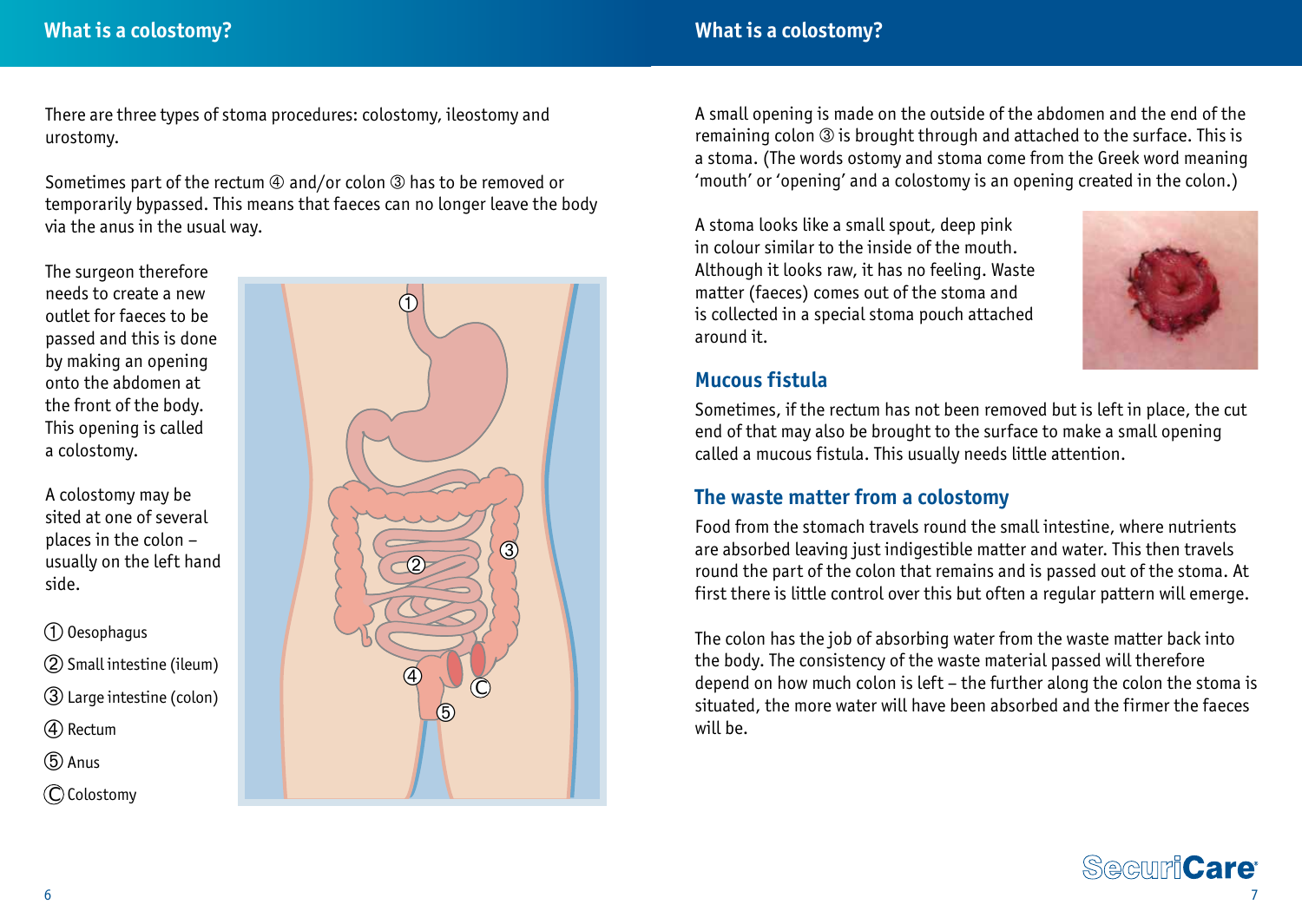# What is a colostomy?

There are three types of stoma procedures: colostomy, ileostomy and urostomy.

Sometimes part of the rectum ④ and/or colon ③ has to be removed or temporarily bypassed. This means that faeces can no longer leave the body via the anus in the usual way.

The surgeon therefore needs to create a new outlet for faeces to be passed and this is done by making an opening onto the abdomen at the front of the body. This opening is called a colostomy.

A colostomy may be sited at one of several places in the colon – usually on the left hand side.

① Oesophagus

② Small intestine (ileum)

③ Large intestine (colon)

④ Rectum

⑤ Anus

Ⓒ Colostomy

A small opening is made on the outside of the abdomen and the end of the remaining colon ③ is brought through and attached to the surface. This is a stoma. (The words ostomy and stoma come from the Greek word meaning 'mouth' or 'opening' and a colostomy is an opening created in the colon.)

A stoma looks like a small spout, deep pink in colour similar to the inside of the mouth. Although it looks raw, it has no feeling. Waste matter (faeces) comes out of the stoma and is collected in a special stoma pouch attached around it.

## Mucous fistula

Sometimes, if the rectum has not been removed but is left in place, the cut end of that may also be brought to the surface to make a small opening called a mucous fistula. This usually needs little attention.

## The waste matter from a colostomy

Food from the stomach travels round the small intestine, where nutrients are absorbed leaving just indigestible matter and water. This then travels round the part of the colon that remains and is passed out of the stoma. At first there is little control over this but often a regular pattern will emerge.

The colon has the job of absorbing water from the waste matter back into the body. The consistency of the waste material passed will therefore depend on how much colon is left – the further along the colon the stoma is situated, the more water will have been absorbed and the firmer the faeces will be.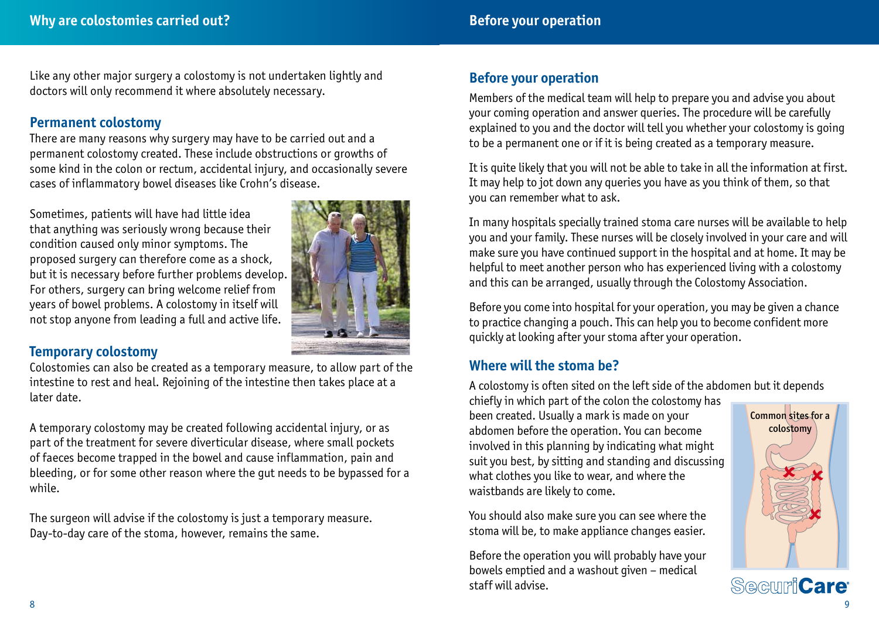# Why are colostomies carried out?

Like any other major surgery a colostomy is not undertaken lightly and doctors will only recommend it where absolutely necessary.

## Permanent colostomy

There are many reasons why surgery may have to be carried out and a permanent colostomy created. These include obstructions or growths of some kind in the colon or rectum, accidental injury, and occasionally severe cases of inflammatory bowel diseases like Crohn's disease.

Sometimes, patients will have had little idea that anything was seriously wrong because their condition caused only minor symptoms. The proposed surgery can therefore come as a shock, but it is necessary before further problems develop. For others, surgery can bring welcome relief from years of bowel problems. A colostomy in itself will not stop anyone from leading a full and active life.

## Temporary colostomy

Colostomies can also be created as a temporary measure, to allow part of the intestine to rest and heal. Rejoining of the intestine then takes place at a later date.

A temporary colostomy may be created following accidental injury, or as part of the treatment for severe diverticular disease, where small pockets of faeces become trapped in the bowel and cause inflammation, pain and bleeding, or for some other reason where the gut needs to be bypassed for a while.

The surgeon will advise if the colostomy is just a temporary measure. Day-to-day care of the stoma, however, remains the same.

## Before your operation

Members of the medical team will help to prepare you and advise you about your coming operation and answer queries. The procedure will be carefully explained to you and the doctor will tell you whether your colostomy is going to be a permanent one or if it is being created as a temporary measure.

It is quite likely that you will not be able to take in all the information at first. It may help to jot down any queries you have as you think of them, so that you can remember what to ask.

In many hospitals specially trained stoma care nurses will be available to help you and your family. These nurses will be closely involved in your care and will make sure you have continued support in the hospital and at home. It may be helpful to meet another person who has experienced living with a colostomy and this can be arranged, usually through the Colostomy Association.

Before you come into hospital for your operation, you may be given a chance to practice changing a pouch. This can help you to become confident more quickly at looking after your stoma after your operation.

## Where will the stoma be?

A colostomy is often sited on the left side of the abdomen but it depends chiefly in which part of the colon the colostomy has been created. Usually a mark is made on your abdomen before the operation. You can become involved in this planning by indicating what might suit you best, by sitting and standing and discussing what clothes you like to wear, and where the waistbands are likely to come.

Common sites for a colostomy

You should also make sure you can see where the stoma will be, to make appliance changes easier.

Before the operation you will probably have your bowels emptied and a washout given – medical staff will advise.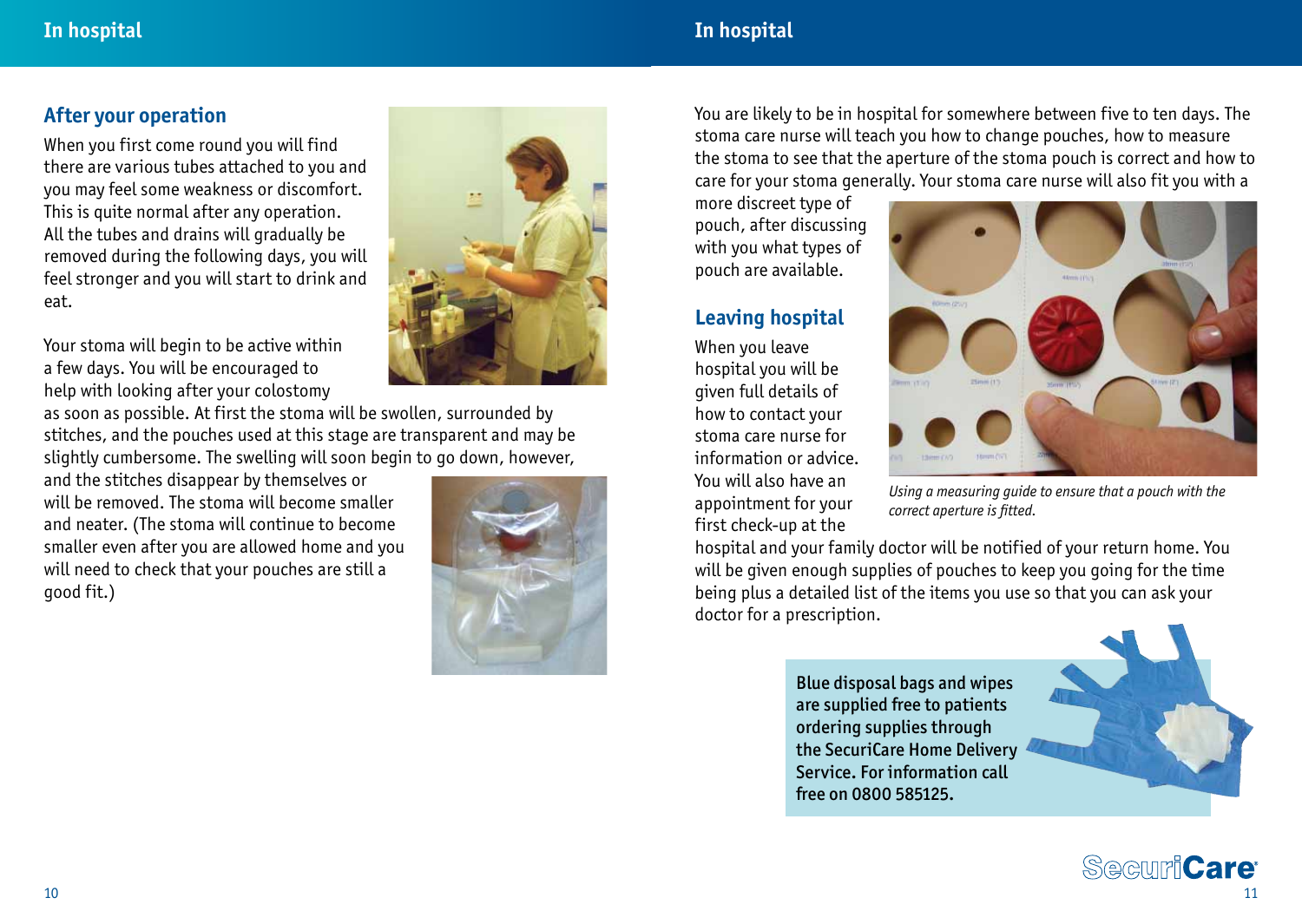## After your operation

When you first come round you will find there are various tubes attached to you and you may feel some weakness or discomfort. This is quite normal after any operation. All the tubes and drains will gradually be removed during the following days, you will feel stronger and you will start to drink and eat.

Your stoma will begin to be active within a few days. You will be encouraged to help with looking after your colostomy as soon as possible. At first the stoma will be swollen, surrounded by stitches, and the pouches used at this stage are transparent and may be slightly cumbersome. The swelling will soon begin to go down, however, and the stitches disappear by themselves or will be removed. The stoma will become smaller and neater. (The stoma will continue to become smaller even after you are allowed home and you will need to check that your pouches are still a good fit.)

You are likely to be in hospital for somewhere between five to ten days. The stoma care nurse will teach you how to change pouches, how to measure the stoma to see that the aperture of the stoma pouch is correct and how to care for your stoma generally. Your stoma care nurse will also fit you with a more discreet type of pouch, after discussing with you what types of pouch are available.

*Using a measuring guide to ensure that a pouch with the correct aperture is fitted.*

## Leaving hospital

When you leave hospital you will be given full details of how to contact your stoma care nurse for information or advice. You will also have an appointment for your first check-up at the hospital and your family doctor will be notified of your return home. You will be given enough supplies of pouches to keep you going for the time being plus a detailed list of the items you use so that you can ask your doctor for a prescription.

Blue disposal bags and wipes are supplied free to patients ordering supplies through the SecuriCare Home Delivery Service. For information call free on 0800 585125.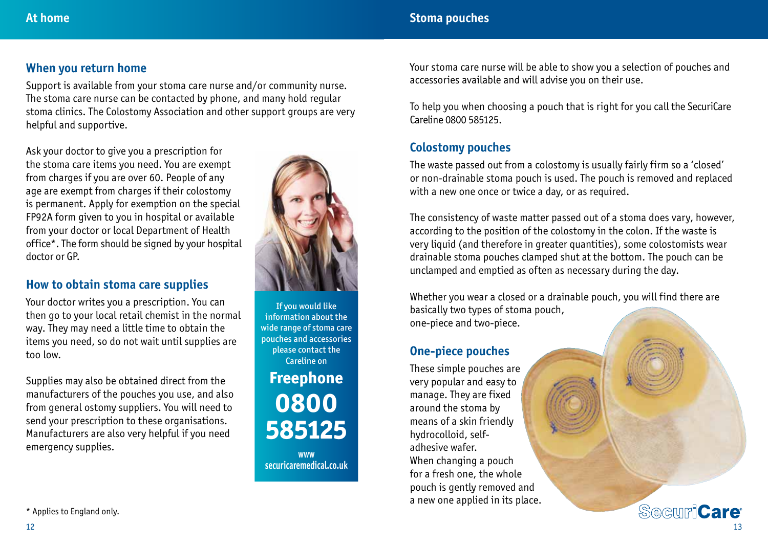## When you return home

Support is available from your stoma care nurse and/or community nurse. The stoma care nurse can be contacted by phone, and many hold regular stoma clinics. The Colostomy Association and other support groups are very helpful and supportive.

Ask your doctor to give you a prescription for the stoma care items you need. You are exempt from charges if you are over 60. People of any age are exempt from charges if their colostomy is permanent. Apply for exemption on the special FP92A form given to you in hospital or available from your doctor or local Department of Health office*. The form should be signed by your hospital doctor or GP.

## How to obtain stoma care supplies

Your doctor writes you a prescription. You can then go to your local retail chemist in the normal way. They may need a little time to obtain the items you need, so do not wait until supplies are too low.

Supplies may also be obtained direct from the manufacturers of the pouches you use, and also from general ostomy suppliers. You will need to send your prescription to these organisations. Manufacturers are also very helpful if you need emergency supplies.

If you would like information about the wide range of stoma care pouches and accessories please contact the Careline on

**Freephone**

**0800 585125**

**www securicaremedical.co.uk**

\* Applies to England only.

Your stoma care nurse will be able to show you a selection of pouches and accessories available and will advise you on their use.

To help you when choosing a pouch that is right for you call the SecuriCare Careline 0800 585125.

## Colostomy pouches

The waste passed out from a colostomy is usually fairly firm so a 'closed' or non-drainable stoma pouch is used. The pouch is removed and replaced with a new one once or twice a day, or as required.

The consistency of waste matter passed out of a stoma does vary, however, according to the position of the colostomy in the colon. If the waste is very liquid (and therefore in greater quantities), some colostomists wear drainable stoma pouches clamped shut at the bottom. The pouch can be unclamped and emptied as often as necessary during the day.

Whether you wear a closed or a drainable pouch, you will find there are basically two types of stoma pouch, one-piece and two-piece.

## One-piece pouches

These simple pouches are very popular and easy to manage. They are fixed around the stoma by means of a skin friendly hydrocolloid, self-adhesive wafer. When changing a pouch for a fresh one, the whole pouch is gently removed and a new one applied in its place.

SecuriCare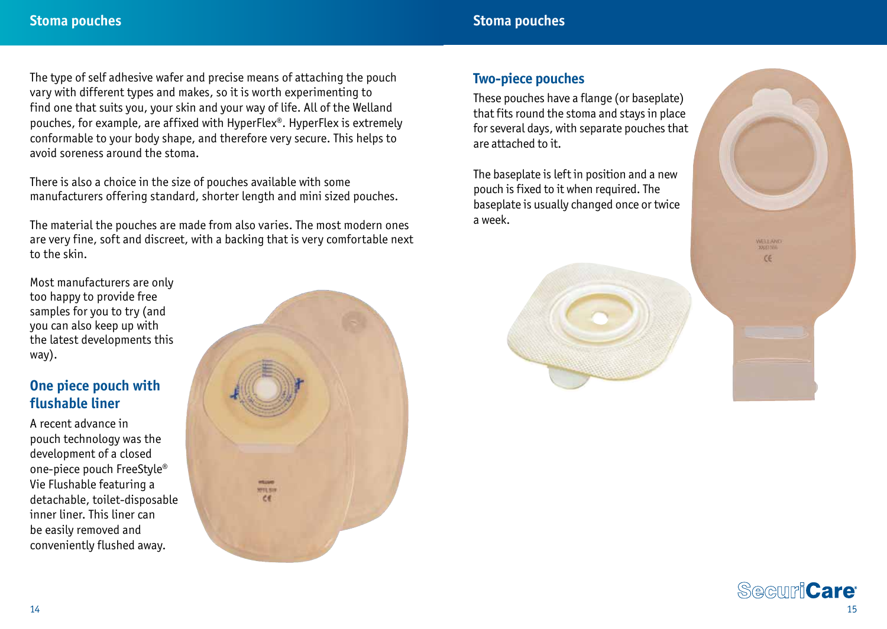The type of self adhesive wafer and precise means of attaching the pouch vary with different types and makes, so it is worth experimenting to find one that suits you, your skin and your way of life. All of the Welland pouches, for example, are affixed with HyperFlex®. HyperFlex is extremely conformable to your body shape, and therefore very secure. This helps to avoid soreness around the stoma.

There is also a choice in the size of pouches available with some manufacturers offering standard, shorter length and mini sized pouches.

The material the pouches are made from also varies. The most modern ones are very fine, soft and discreet, with a backing that is very comfortable next to the skin.

Most manufacturers are only too happy to provide free samples for you to try (and you can also keep up with the latest developments this way).

## One piece pouch with flushable liner

A recent advance in pouch technology was the development of a closed one-piece pouch FreeStyle® Vie Flushable featuring a detachable, toilet-disposable inner liner. This liner can be easily removed and conveniently flushed away.

## Two-piece pouches

These pouches have a flange (or baseplate) that fits round the stoma and stays in place for several days, with separate pouches that are attached to it.

The baseplate is left in position and a new pouch is fixed to it when required. The baseplate is usually changed once or twice a week.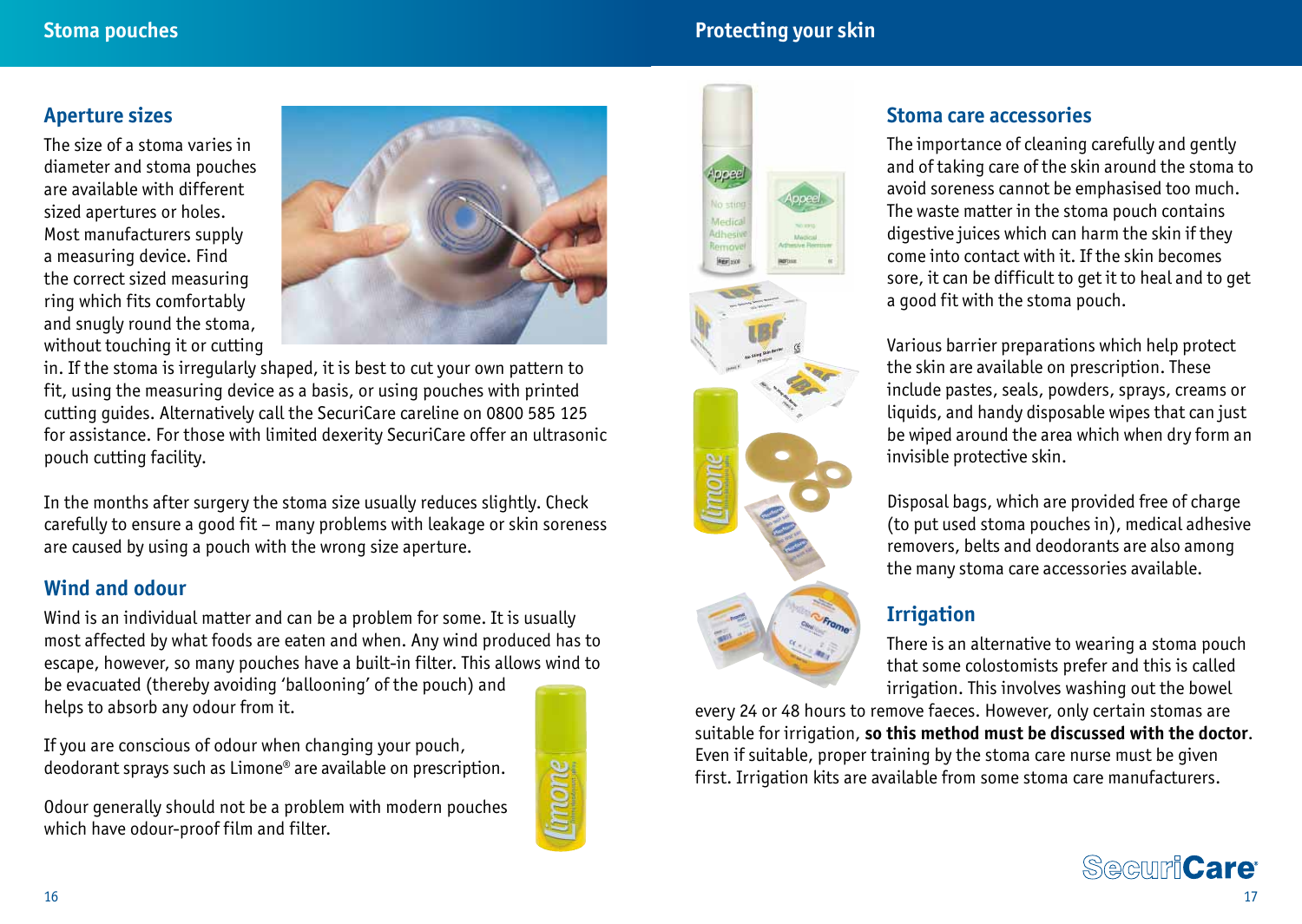## Aperture sizes

The size of a stoma varies in diameter and stoma pouches are available with different sized apertures or holes. Most manufacturers supply a measuring device. Find the correct sized measuring ring which fits comfortably and snugly round the stoma, without touching it or cutting in. If the stoma is irregularly shaped, it is best to cut your own pattern to fit, using the measuring device as a basis, or using pouches with printed cutting guides. Alternatively call the SecuriCare careline on 0800 585 125 for assistance. For those with limited dexterity SecuriCare offer an ultrasonic pouch cutting facility.

In the months after surgery the stoma size usually reduces slightly. Check carefully to ensure a good fit – many problems with leakage or skin soreness are caused by using a pouch with the wrong size aperture.

## Wind and odour

Wind is an individual matter and can be a problem for some. It is usually most affected by what foods are eaten and when. Any wind produced has to escape, however, so many pouches have a built-in filter. This allows wind to be evacuated (thereby avoiding 'ballooning' of the pouch) and helps to absorb any odour from it.

If you are conscious of odour when changing your pouch, deodorant sprays such as Limone® are available on prescription.

Odour generally should not be a problem with modern pouches which have odour-proof film and filter.

## Stoma care accessories

The importance of cleaning carefully and gently and of taking care of the skin around the stoma to avoid soreness cannot be emphasised too much. The waste matter in the stoma pouch contains digestive juices which can harm the skin if they come into contact with it. If the skin becomes sore, it can be difficult to get it to heal and to get a good fit with the stoma pouch.

Various barrier preparations which help protect the skin are available on prescription. These include pastes, seals, powders, sprays, creams or liquids, and handy disposable wipes that can just be wiped around the area which when dry form an invisible protective skin.

Disposal bags, which are provided free of charge (to put used stoma pouches in), medical adhesive removers, belts and deodorants are also among the many stoma care accessories available.

## Irrigation

There is an alternative to wearing a stoma pouch that some colostomists prefer and this is called irrigation. This involves washing out the bowel every 24 or 48 hours to remove faeces. However, only certain stomas are suitable for irrigation, **so this method must be discussed with the doctor**. Even if suitable, proper training by the stoma care nurse must be given first. Irrigation kits are available from some stoma care manufacturers.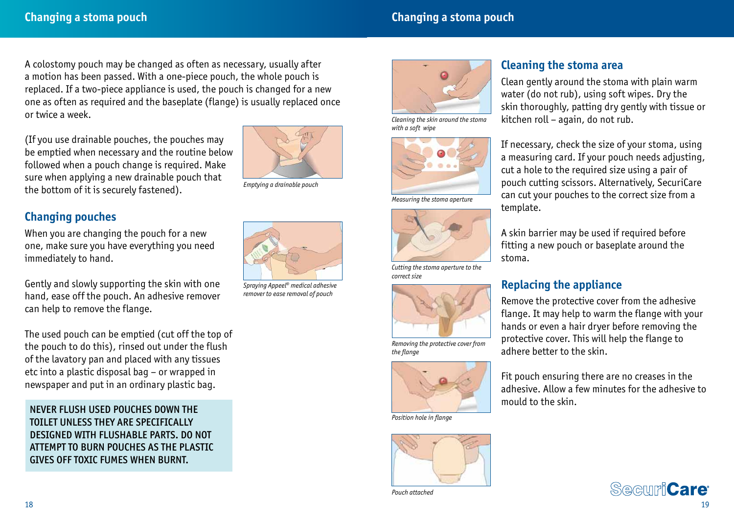A colostomy pouch may be changed as often as necessary, usually after a motion has been passed. With a one-piece pouch, the whole pouch is replaced. If a two-piece appliance is used, the pouch is changed for a new one as often as required and the baseplate (flange) is usually replaced once or twice a week.

(If you use drainable pouches, the pouches may be emptied when necessary and the routine below followed when a pouch change is required. Make sure when applying a new drainable pouch that the bottom of it is securely fastened).

*Emptying a drainable pouch*

## Changing pouches

When you are changing the pouch for a new one, make sure you have everything you need immediately to hand.

Gently and slowly supporting the skin with one hand, ease off the pouch. An adhesive remover can help to remove the flange.

*Spraying Appeel® medical adhesive remover to ease removal of pouch*

The used pouch can be emptied (cut off the top of the pouch to do this), rinsed out under the flush of the lavatory pan and placed with any tissues etc into a plastic disposal bag – or wrapped in newspaper and put in an ordinary plastic bag.

**NEVER FLUSH USED POUCHES DOWN THE TOILET UNLESS THEY ARE SPECIFICALLY DESIGNED WITH FLUSHABLE PARTS. DO NOT ATTEMPT TO BURN POUCHES AS THE PLASTIC GIVES OFF TOXIC FUMES WHEN BURNT.**

*Cleaning the skin around the stoma with a soft wipe*

## Cleaning the stoma area

Clean gently around the stoma with plain warm water (do not rub), using soft wipes. Dry the skin thoroughly, patting dry gently with tissue or kitchen roll – again, do not rub.

*Measuring the stoma aperture*

If necessary, check the size of your stoma, using a measuring card. If your pouch needs adjusting, cut a hole to the required size using a pair of pouch cutting scissors. Alternatively, SecuriCare can cut your pouches to the correct size from a template.

*Cutting the stoma aperture to the correct size*

A skin barrier may be used if required before fitting a new pouch or baseplate around the stoma.

## Replacing the appliance

*Removing the protective cover from the flange*

Remove the protective cover from the adhesive flange. It may help to warm the flange with your hands or even a hair dryer before removing the protective cover. This will help the flange to adhere better to the skin.

*Position hole in flange*

Fit pouch ensuring there are no creases in the adhesive. Allow a few minutes for the adhesive to mould to the skin.

*Pouch attached*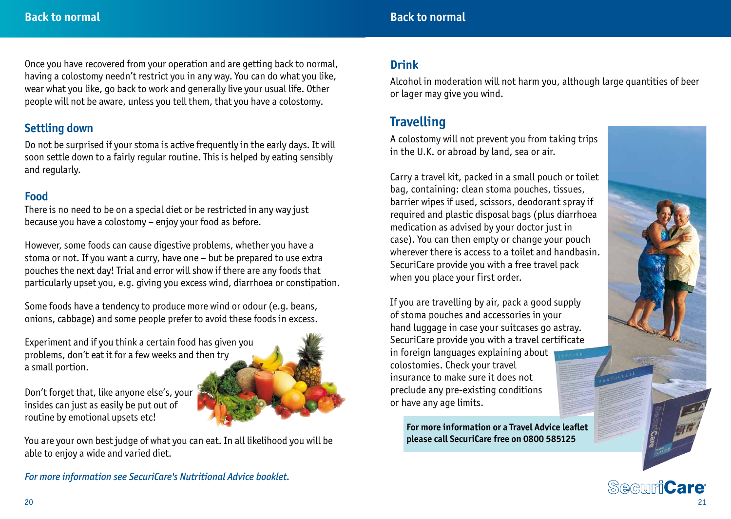Once you have recovered from your operation and are getting back to normal, having a colostomy needn't restrict you in any way. You can do what you like, wear what you like, go back to work and generally live your usual life. Other people will not be aware, unless you tell them, that you have a colostomy.

## Settling down

Do not be surprised if your stoma is active frequently in the early days. It will soon settle down to a fairly regular routine. This is helped by eating sensibly and regularly.

## Food

There is no need to be on a special diet or be restricted in any way just because you have a colostomy – enjoy your food as before.

However, some foods can cause digestive problems, whether you have a stoma or not. If you want a curry, have one – but be prepared to use extra pouches the next day! Trial and error will show if there are any foods that particularly upset you, e.g. giving you excess wind, diarrhoea or constipation.

Some foods have a tendency to produce more wind or odour (e.g. beans, onions, cabbage) and some people prefer to avoid these foods in excess.

Experiment and if you think a certain food has given you problems, don't eat it for a few weeks and then try a small portion.

Don't forget that, like anyone else's, your insides can just as easily be put out of routine by emotional upsets etc!

You are your own best judge of what you can eat. In all likelihood you will be able to enjoy a wide and varied diet.

*For more information see SecuriCare's Nutritional Advice booklet.*

## Drink

Alcohol in moderation will not harm you, although large quantities of beer or lager may give you wind.

## Travelling

A colostomy will not prevent you from taking trips in the U.K. or abroad by land, sea or air.

Carry a travel kit, packed in a small pouch or toilet bag, containing: clean stoma pouches, tissues, barrier wipes if used, scissors, deodorant spray if required and plastic disposal bags (plus diarrhoea medication as advised by your doctor just in case). You can then empty or change your pouch wherever there is access to a toilet and handbasin. SecuriCare provide you with a free travel pack when you place your first order.

If you are travelling by air, pack a good supply of stoma pouches and accessories in your hand luggage in case your suitcases go astray. SecuriCare provide you with a travel certificate in foreign languages explaining about colostomies. Check your travel insurance to make sure it does not preclude any pre-existing conditions or have any age limits.

**For more information or a Travel Advice leaflet please call SecuriCare free on 0800 585125**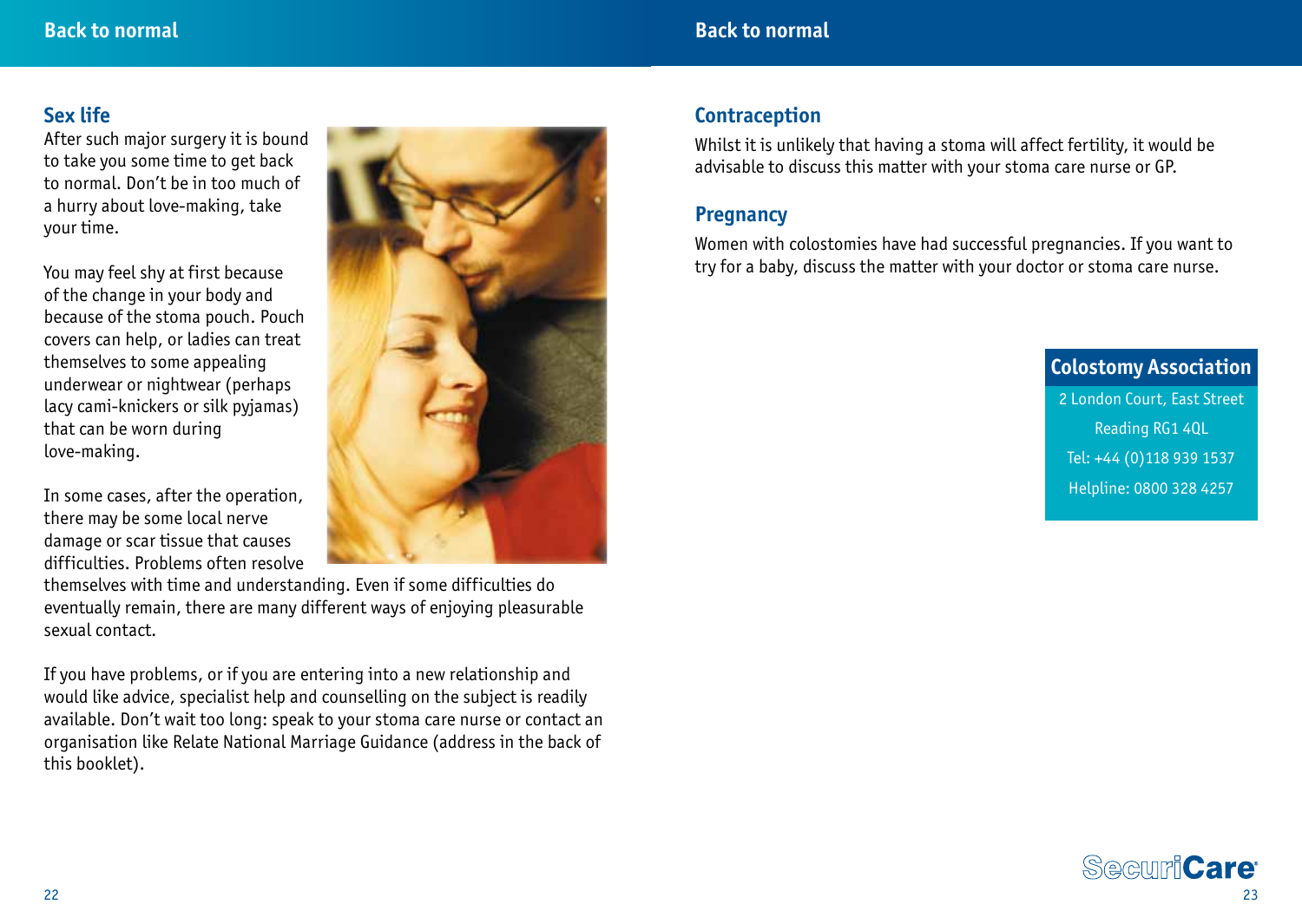## Sex life

After such major surgery it is bound to take you some time to get back to normal. Don't be in too much of a hurry about love-making, take your time.

You may feel shy at first because of the change in your body and because of the stoma pouch. Pouch covers can help, or ladies can treat themselves to some appealing underwear or nightwear (perhaps lacy cami-knickers or silk pyjamas) that can be worn during love-making.

In some cases, after the operation, there may be some local nerve damage or scar tissue that causes difficulties. Problems often resolve themselves with time and understanding. Even if some difficulties do eventually remain, there are many different ways of enjoying pleasurable sexual contact.

If you have problems, or if you are entering into a new relationship and would like advice, specialist help and counselling on the subject is readily available. Don't wait too long: speak to your stoma care nurse or contact an organisation like Relate National Marriage Guidance (address in the back of this booklet).

## Contraception

Whilst it is unlikely that having a stoma will affect fertility, it would be advisable to discuss this matter with your stoma care nurse or GP.

## Pregnancy

Women with colostomies have had successful pregnancies. If you want to try for a baby, discuss the matter with your doctor or stoma care nurse.

**Colostomy Association**

2 London Court, East Street
Reading RG1 4QL
Tel: +44 (0)118 939 1537
Helpline: 0800 328 4257

SecuriCare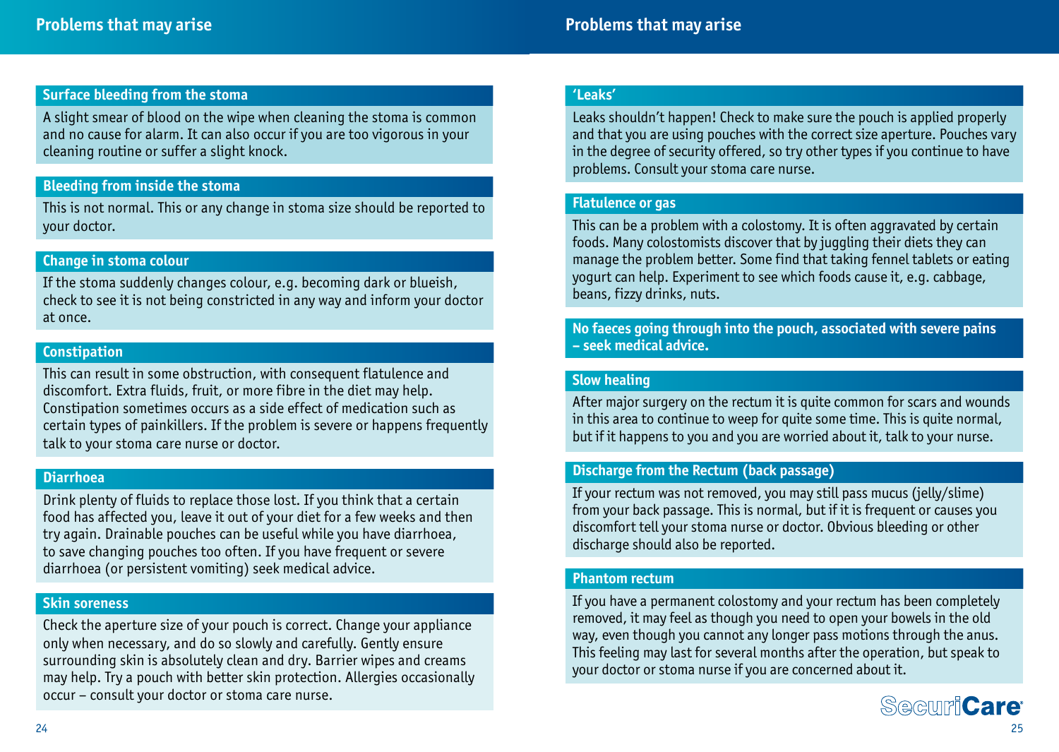## Problems that may arise

### Surface bleeding from the stoma

A slight smear of blood on the wipe when cleaning the stoma is common and no cause for alarm. It can also occur if you are too vigorous in your cleaning routine or suffer a slight knock.

### Bleeding from inside the stoma

This is not normal. This or any change in stoma size should be reported to your doctor.

### Change in stoma colour

If the stoma suddenly changes colour, e.g. becoming dark or blueish, check to see it is not being constricted in any way and inform your doctor at once.

### Constipation

This can result in some obstruction, with consequent flatulence and discomfort. Extra fluids, fruit, or more fibre in the diet may help. Constipation sometimes occurs as a side effect of medication such as certain types of painkillers. If the problem is severe or happens frequently talk to your stoma care nurse or doctor.

### Diarrhoea

Drink plenty of fluids to replace those lost. If you think that a certain food has affected you, leave it out of your diet for a few weeks and then try again. Drainable pouches can be useful while you have diarrhoea, to save changing pouches too often. If you have frequent or severe diarrhoea (or persistent vomiting) seek medical advice.

### Skin soreness

Check the aperture size of your pouch is correct. Change your appliance only when necessary, and do so slowly and carefully. Gently ensure surrounding skin is absolutely clean and dry. Barrier wipes and creams may help. Try a pouch with better skin protection. Allergies occasionally occur – consult your doctor or stoma care nurse.

### 'Leaks'

Leaks shouldn't happen! Check to make sure the pouch is applied properly and that you are using pouches with the correct size aperture. Pouches vary in the degree of security offered, so try other types if you continue to have problems. Consult your stoma care nurse.

### Flatulence or gas

This can be a problem with a colostomy. It is often aggravated by certain foods. Many colostomists discover that by juggling their diets they can manage the problem better. Some find that taking fennel tablets or eating yogurt can help. Experiment to see which foods cause it, e.g. cabbage, beans, fizzy drinks, nuts.

### No faeces going through into the pouch, associated with severe pains – seek medical advice.

### Slow healing

After major surgery on the rectum it is quite common for scars and wounds in this area to continue to weep for quite some time. This is quite normal, but if it happens to you and you are worried about it, talk to your nurse.

### Discharge from the Rectum (back passage)

If your rectum was not removed, you may still pass mucus (jelly/slime) from your back passage. This is normal, but if it is frequent or causes you discomfort tell your stoma nurse or doctor. Obvious bleeding or other discharge should also be reported.

### Phantom rectum

If you have a permanent colostomy and your rectum has been completely removed, it may feel as though you need to open your bowels in the old way, even though you cannot any longer pass motions through the anus. This feeling may last for several months after the operation, but speak to your doctor or stoma nurse if you are concerned about it.

SecuriCare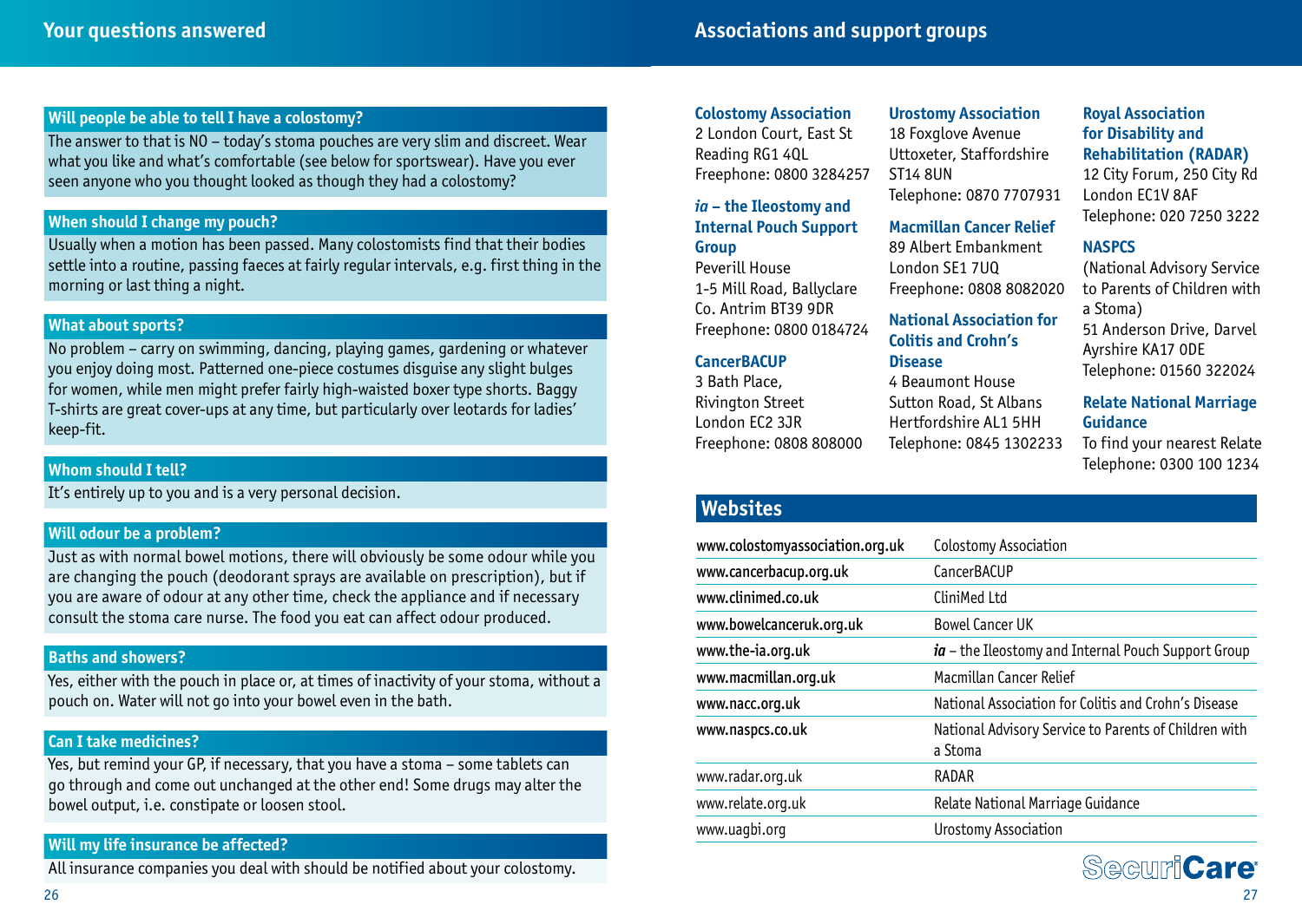## Your questions answered

### Will people be able to tell I have a colostomy?

The answer to that is NO – today's stoma pouches are very slim and discreet. Wear what you like and what's comfortable (see below for sportswear). Have you ever seen anyone who you thought looked as though they had a colostomy?

### When should I change my pouch?

Usually when a motion has been passed. Many colostomists find that their bodies settle into a routine, passing faeces at fairly regular intervals, e.g. first thing in the morning or last thing a night.

### What about sports?

No problem – carry on swimming, dancing, playing games, gardening or whatever you enjoy doing most. Patterned one-piece costumes disguise any slight bulges for women, while men might prefer fairly high-waisted boxer type shorts. Baggy T-shirts are great cover-ups at any time, but particularly over leotards for ladies' keep-fit.

### Whom should I tell?

It's entirely up to you and is a very personal decision.

### Will odour be a problem?

Just as with normal bowel motions, there will obviously be some odour while you are changing the pouch (deodorant sprays are available on prescription), but if you are aware of odour at any other time, check the appliance and if necessary consult the stoma care nurse. The food you eat can affect odour produced.

### Baths and showers?

Yes, either with the pouch in place or, at times of inactivity of your stoma, without a pouch on. Water will not go into your bowel even in the bath.

### Can I take medicines?

Yes, but remind your GP, if necessary, that you have a stoma – some tablets can go through and come out unchanged at the other end! Some drugs may alter the bowel output, i.e. constipate or loosen stool.

### Will my life insurance be affected?

All insurance companies you deal with should be notified about your colostomy.

## Associations and support groups

**Colostomy Association**
2 London Court, East St
Reading RG1 4QL
Freephone: 0800 3284257

***ia* – the Ileostomy and Internal Pouch Support Group**
Peverill House
1-5 Mill Road, Ballyclare
Co. Antrim BT39 9DR
Freephone: 0800 0184724

**CancerBACUP**
3 Bath Place,
Rivington Street
London EC2 3JR
Freephone: 0808 808000

**Urostomy Association**
18 Foxglove Avenue
Uttoxeter, Staffordshire
ST14 8UN
Telephone: 0870 7707931

**Macmillan Cancer Relief**
89 Albert Embankment
London SE1 7UQ
Freephone: 0808 8082020

**National Association for Colitis and Crohn's Disease**
4 Beaumont House
Sutton Road, St Albans
Hertfordshire AL1 5HH
Telephone: 0845 1302233

**Royal Association for Disability and Rehabilitation (RADAR)**
12 City Forum, 250 City Rd
London EC1V 8AF
Telephone: 020 7250 3222

**NASPCS**
(National Advisory Service to Parents of Children with a Stoma)
51 Anderson Drive, Darvel
Ayrshire KA17 0DE
Telephone: 01560 322024

**Relate National Marriage Guidance**
To find your nearest Relate
Telephone: 0300 100 1234

## Websites

| | |
|---|---|
| www.colostomyassociation.org.uk | Colostomy Association |
| www.cancerbacup.org.uk | CancerBACUP |
| www.clinimed.co.uk | CliniMed Ltd |
| www.bowelcanceruk.org.uk | Bowel Cancer UK |
| www.the-ia.org.uk | *ia* – the Ileostomy and Internal Pouch Support Group |
| www.macmillan.org.uk | Macmillan Cancer Relief |
| www.nacc.org.uk | National Association for Colitis and Crohn's Disease |
| www.naspcs.co.uk | National Advisory Service to Parents of Children with a Stoma |
| www.radar.org.uk | RADAR |
| www.relate.org.uk | Relate National Marriage Guidance |
| www.uagbi.org | Urostomy Association |

SecuriCare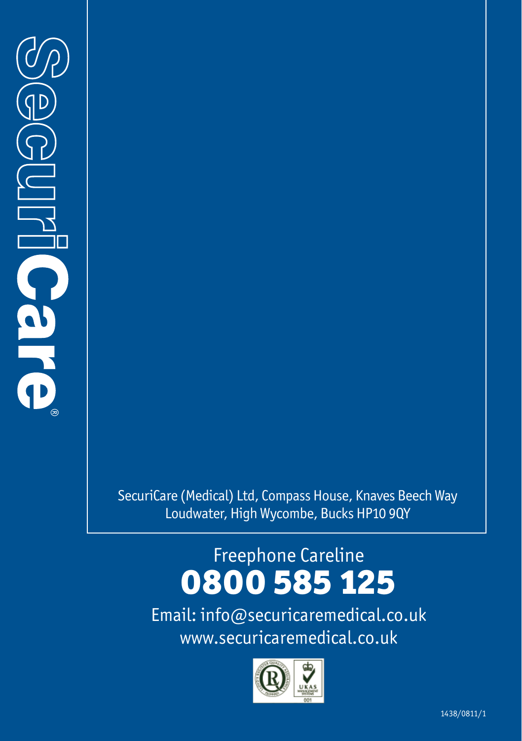SecuriCare®

SecuriCare (Medical) Ltd, Compass House, Knaves Beech Way
Loudwater, High Wycombe, Bucks HP10 9QY

Freephone Careline

**0800 585 125**

Email: info@securicaremedical.co.uk
www.securicaremedical.co.uk

1438/0811/1